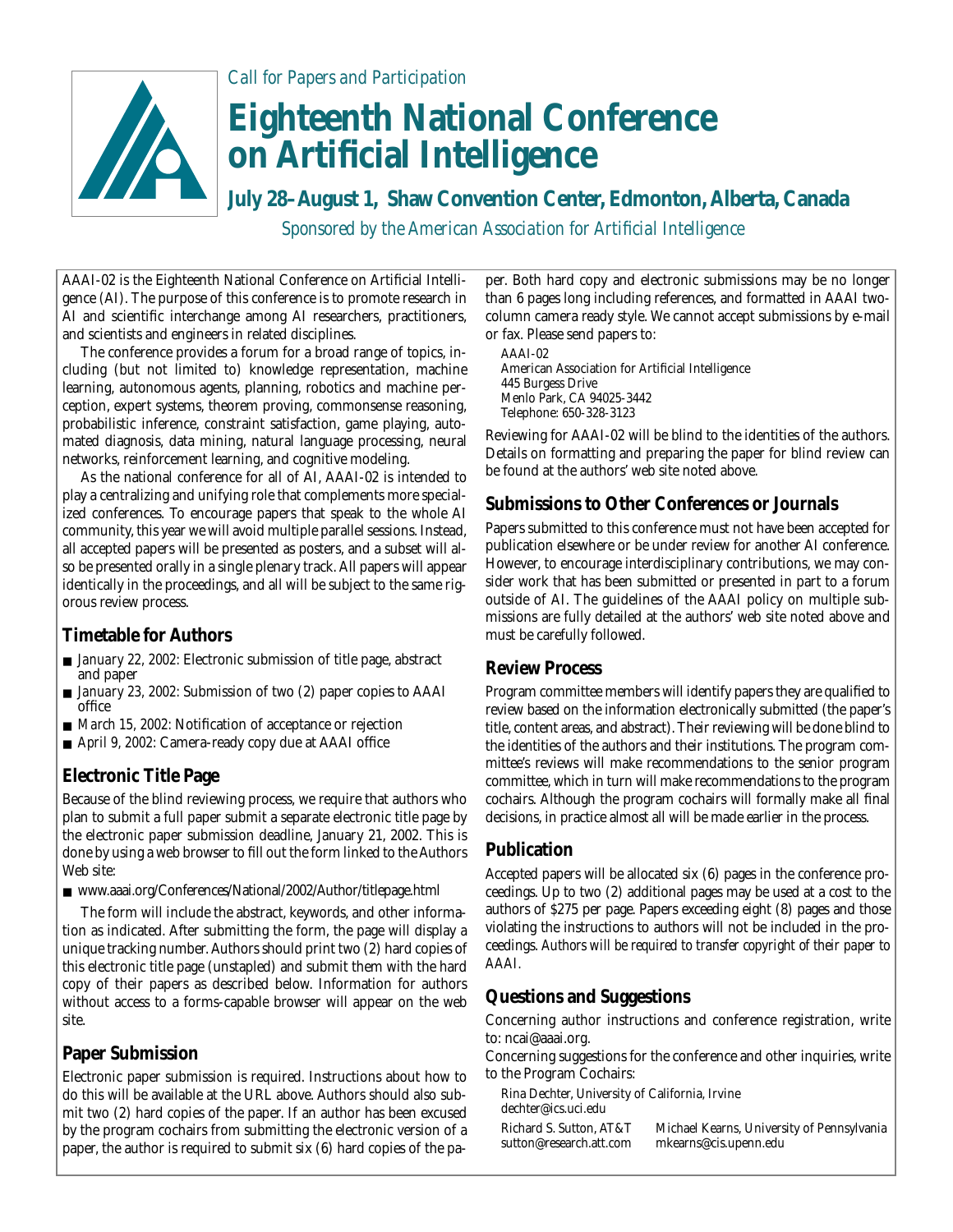*Call for Papers and Participation*

# Eighteenth National Conference on Artificial Intelligence

## July 28–August 1, Shaw Convention Center, Edmonton, Alberta, Canada

*Sponsored by the American Association for Artificial Intelligence*

AAAI-02 is the Eighteenth National Conference on Artificial Intelligence (AI). The purpose of this conference is to promote research in AI and scientific interchange among AI researchers, practitioners, and scientists and engineers in related disciplines.

The conference provides a forum for a broad range of topics, including (but not limited to) knowledge representation, machine learning, autonomous agents, planning, robotics and machine perception, expert systems, theorem proving, commonsense reasoning, probabilistic inference, constraint satisfaction, game playing, automated diagnosis, data mining, natural language processing, neural networks, reinforcement learning, and cognitive modeling.

As the national conference for all of AI, AAAI-02 is intended to play a centralizing and unifying role that complements more specialized conferences. To encourage papers that speak to the whole AI community, this year we will avoid multiple parallel sessions. Instead, all accepted papers will be presented as posters, and a subset will also be presented orally in a single plenary track. All papers will appear identically in the proceedings, and all will be subject to the same rigorous review process.

## Timetable for Authors

- *January 22, 2002*: Electronic submission of title page, abstract and paper
- *January 23, 2002*: Submission of two (2) paper copies to AAAI office
- *March 15, 2002*: Notification of acceptance or rejection
- *April 9, 2002*: Camera-ready copy due at AAAI office

## Electronic Title Page

Because of the blind reviewing process, we require that authors who plan to submit a full paper submit a separate electronic title page by the electronic paper submission deadline, January 21, 2002. This is done by using a web browser to fill out the form linked to the Authors Web site:

- www.aaai.org/Conferences/National/2002/Author/titlepage.html

The form will include the abstract, keywords, and other information as indicated. After submitting the form, the page will display a unique tracking number. Authors should print two (2) hard copies of this electronic title page (unstapled) and submit them with the hard copy of their papers as described below. Information for authors without access to a forms-capable browser will appear on the web site.

## Paper Submission

Electronic paper submission is required. Instructions about how to do this will be available at the URL above. Authors should also submit two (2) hard copies of the paper. If an author has been excused by the program cochairs from submitting the electronic version of a paper, the author is required to submit six (6) hard copies of the paper. Both hard copy and electronic submissions may be no longer than 6 pages long including references, and formatted in AAAI two-column camera ready style. We cannot accept submissions by e-mail or fax. Please send papers to:

AAAI-02
American Association for Artificial Intelligence
445 Burgess Drive
Menlo Park, CA 94025-3442
Telephone: 650-328-3123

Reviewing for AAAI-02 will be blind to the identities of the authors. Details on formatting and preparing the paper for blind review can be found at the authors' web site noted above.

## Submissions to Other Conferences or Journals

Papers submitted to this conference must not have been accepted for publication elsewhere or be under review for another AI conference. However, to encourage interdisciplinary contributions, we may consider work that has been submitted or presented in part to a forum outside of AI. The guidelines of the AAAI policy on multiple submissions are fully detailed at the authors' web site noted above and must be carefully followed.

## Review Process

Program committee members will identify papers they are qualified to review based on the information electronically submitted (the paper's title, content areas, and abstract). Their reviewing will be done blind to the identities of the authors and their institutions. The program committee's reviews will make recommendations to the senior program committee, which in turn will make recommendations to the program cochairs. Although the program cochairs will formally make all final decisions, in practice almost all will be made earlier in the process.

## Publication

Accepted papers will be allocated six (6) pages in the conference proceedings. Up to two (2) additional pages may be used at a cost to the authors of $275 per page. Papers exceeding eight (8) pages and those violating the instructions to authors will not be included in the proceedings. *Authors will be required to transfer copyright of their paper to AAAI.*

## Questions and Suggestions

Concerning author instructions and conference registration, write to: ncai@aaai.org.

Concerning suggestions for the conference and other inquiries, write to the Program Cochairs:

Rina Dechter, University of California, Irvine
dechter@ics.uci.edu

Richard S. Sutton, AT&T
sutton@research.att.com

Michael Kearns, University of Pennsylvania
mkearns@cis.upenn.edu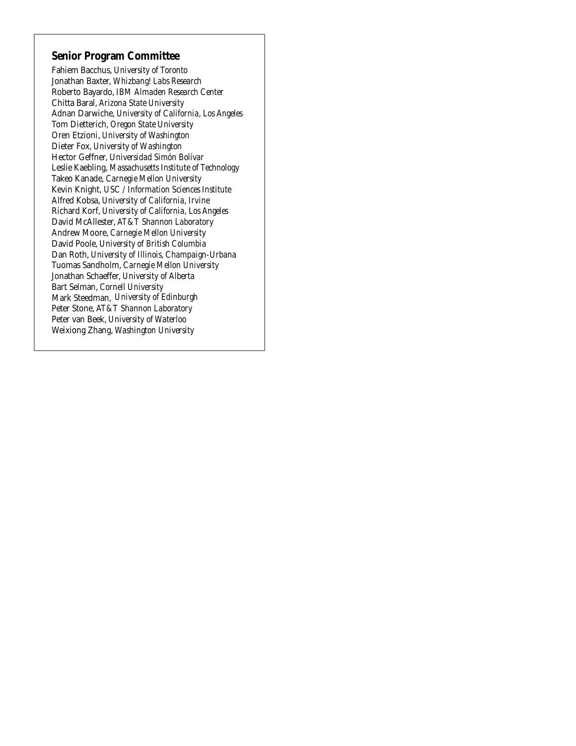## Senior Program Committee

Fahiem Bacchus, *University of Toronto*
Jonathan Baxter, *Whizbang! Labs Research*
Roberto Bayardo, *IBM Almaden Research Center*
Chitta Baral, *Arizona State University*
Adnan Darwiche, *University of California, Los Angeles*
Tom Dietterich, *Oregon State University*
Oren Etzioni, *University of Washington*
Dieter Fox, *University of Washington*
Hector Geffner, *Universidad Simón Bolívar*
Leslie Kaebling, *Massachusetts Institute of Technology*
Takeo Kanade, *Carnegie Mellon University*
Kevin Knight, *USC / Information Sciences Institute*
Alfred Kobsa, *University of California, Irvine*
Richard Korf, *University of California, Los Angeles*
David McAllester, *AT&T Shannon Laboratory*
Andrew Moore, *Carnegie Mellon University*
David Poole, *University of British Columbia*
Dan Roth, *University of Illinois, Champaign-Urbana*
Tuomas Sandholm, *Carnegie Mellon University*
Jonathan Schaeffer, *University of Alberta*
Bart Selman, *Cornell University*
Mark Steedman, *University of Edinburgh*
Peter Stone, *AT&T Shannon Laboratory*
Peter van Beek, *University of Waterloo*
Weixiong Zhang, *Washington University*